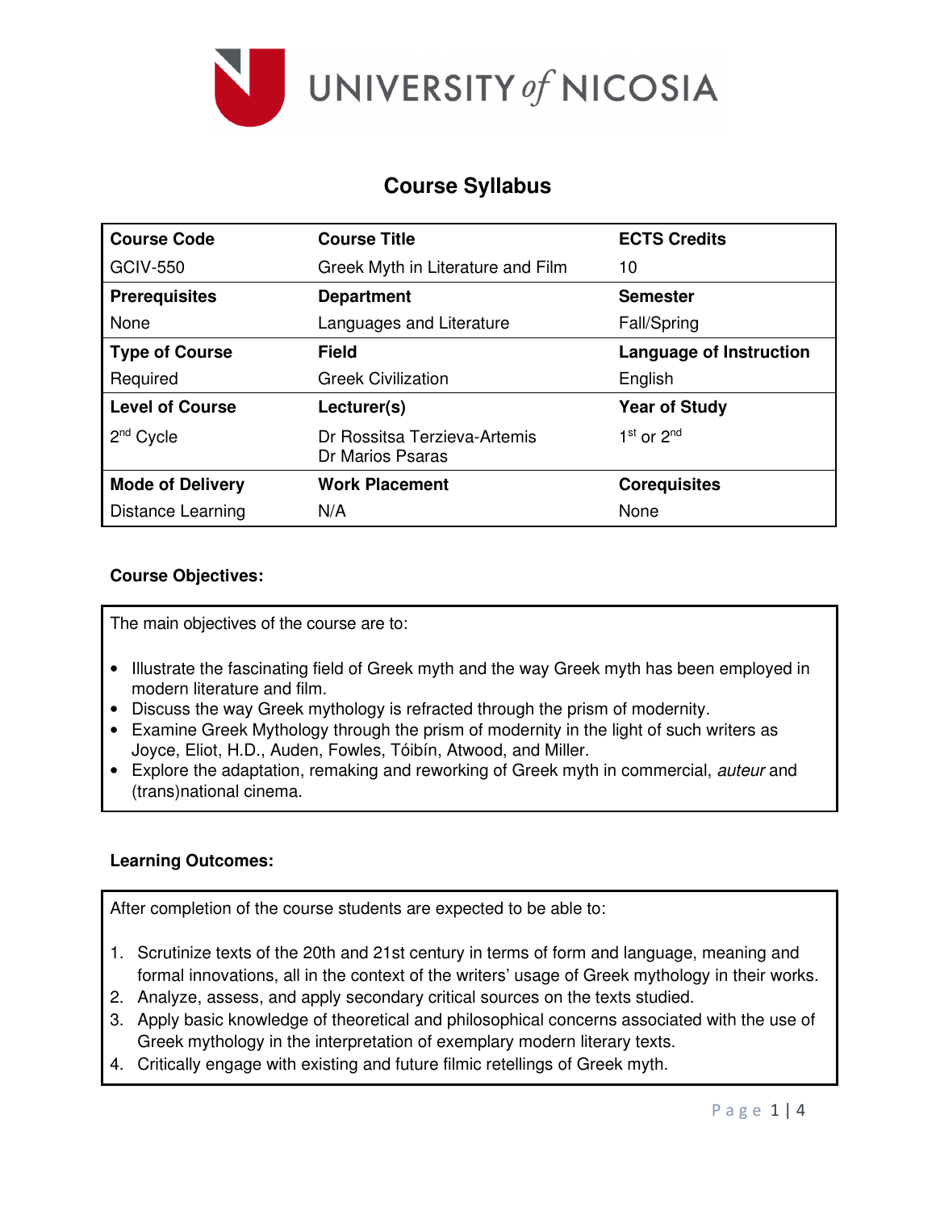UNIVERSITY of NICOSIA

# Course Syllabus

| Course Code | Course Title | ECTS Credits |
| --- | --- | --- |
| GCIV-550 | Greek Myth in Literature and Film | 10 |
| **Prerequisites** | **Department** | **Semester** |
| None | Languages and Literature | Fall/Spring |
| **Type of Course** | **Field** | **Language of Instruction** |
| Required | Greek Civilization | English |
| **Level of Course** | **Lecturer(s)** | **Year of Study** |
| 2nd Cycle | Dr Rossitsa Terzieva-Artemis<br>Dr Marios Psaras | 1st or 2nd |
| **Mode of Delivery** | **Work Placement** | **Corequisites** |
| Distance Learning | N/A | None |

**Course Objectives:**

The main objectives of the course are to:

- Illustrate the fascinating field of Greek myth and the way Greek myth has been employed in modern literature and film.
- Discuss the way Greek mythology is refracted through the prism of modernity.
- Examine Greek Mythology through the prism of modernity in the light of such writers as Joyce, Eliot, H.D., Auden, Fowles, Tóibín, Atwood, and Miller.
- Explore the adaptation, remaking and reworking of Greek myth in commercial, *auteur* and (trans)national cinema.

**Learning Outcomes:**

After completion of the course students are expected to be able to:

1. Scrutinize texts of the 20th and 21st century in terms of form and language, meaning and formal innovations, all in the context of the writers' usage of Greek mythology in their works.
2. Analyze, assess, and apply secondary critical sources on the texts studied.
3. Apply basic knowledge of theoretical and philosophical concerns associated with the use of Greek mythology in the interpretation of exemplary modern literary texts.
4. Critically engage with existing and future filmic retellings of Greek myth.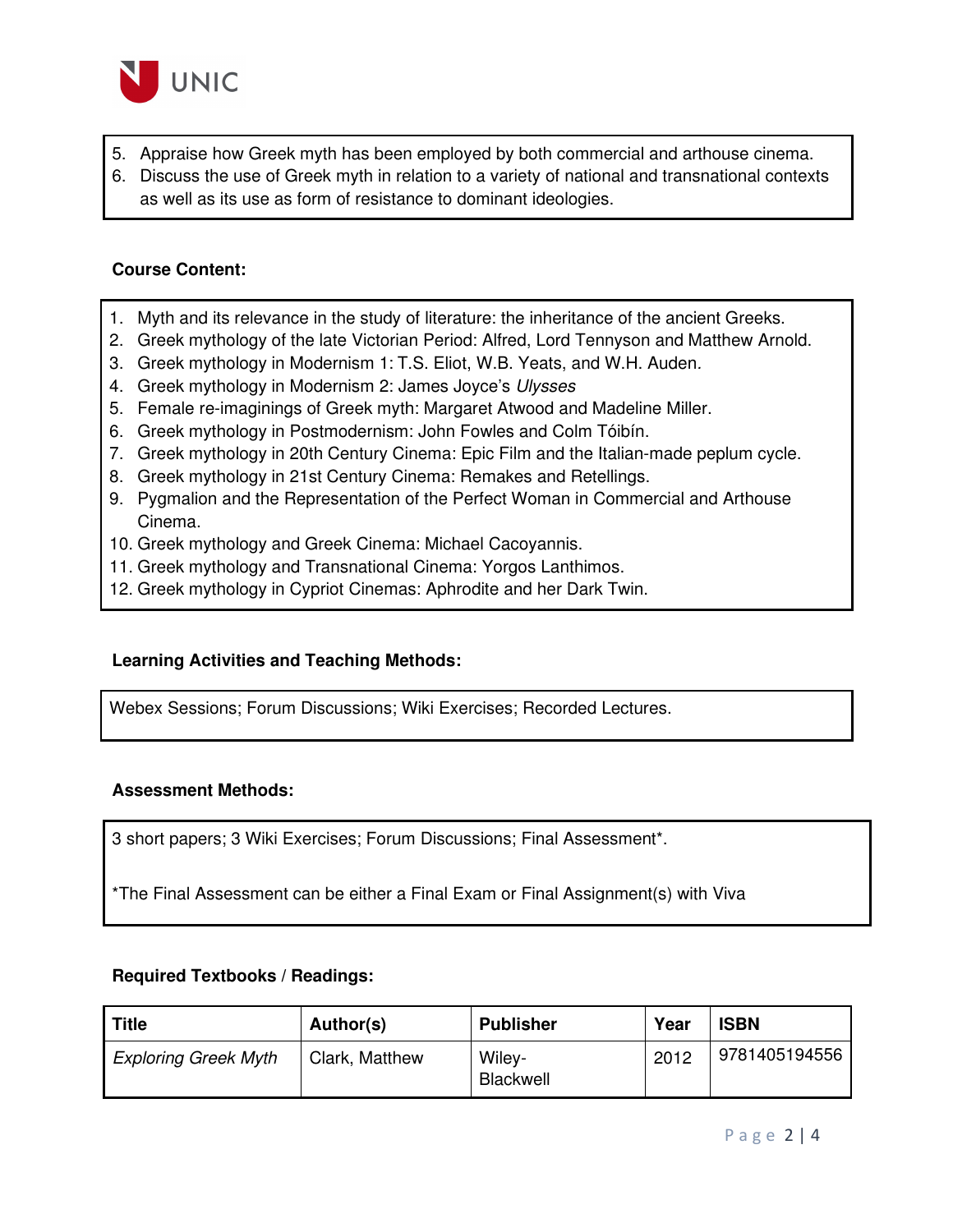5. Appraise how Greek myth has been employed by both commercial and arthouse cinema.
6. Discuss the use of Greek myth in relation to a variety of national and transnational contexts as well as its use as form of resistance to dominant ideologies.

**Course Content:**

1. Myth and its relevance in the study of literature: the inheritance of the ancient Greeks.
2. Greek mythology of the late Victorian Period: Alfred, Lord Tennyson and Matthew Arnold.
3. Greek mythology in Modernism 1: T.S. Eliot, W.B. Yeats, and W.H. Auden.
4. Greek mythology in Modernism 2: James Joyce's *Ulysses*
5. Female re-imaginings of Greek myth: Margaret Atwood and Madeline Miller.
6. Greek mythology in Postmodernism: John Fowles and Colm Tóibín.
7. Greek mythology in 20th Century Cinema: Epic Film and the Italian-made peplum cycle.
8. Greek mythology in 21st Century Cinema: Remakes and Retellings.
9. Pygmalion and the Representation of the Perfect Woman in Commercial and Arthouse Cinema.
10. Greek mythology and Greek Cinema: Michael Cacoyannis.
11. Greek mythology and Transnational Cinema: Yorgos Lanthimos.
12. Greek mythology in Cypriot Cinemas: Aphrodite and her Dark Twin.

**Learning Activities and Teaching Methods:**

Webex Sessions; Forum Discussions; Wiki Exercises; Recorded Lectures.

**Assessment Methods:**

3 short papers; 3 Wiki Exercises; Forum Discussions; Final Assessment*.

*The Final Assessment can be either a Final Exam or Final Assignment(s) with Viva

**Required Textbooks / Readings:**

| Title | Author(s) | Publisher | Year | ISBN |
|---|---|---|---|---|
| *Exploring Greek Myth* | Clark, Matthew | Wiley-Blackwell | 2012 | 9781405194556 |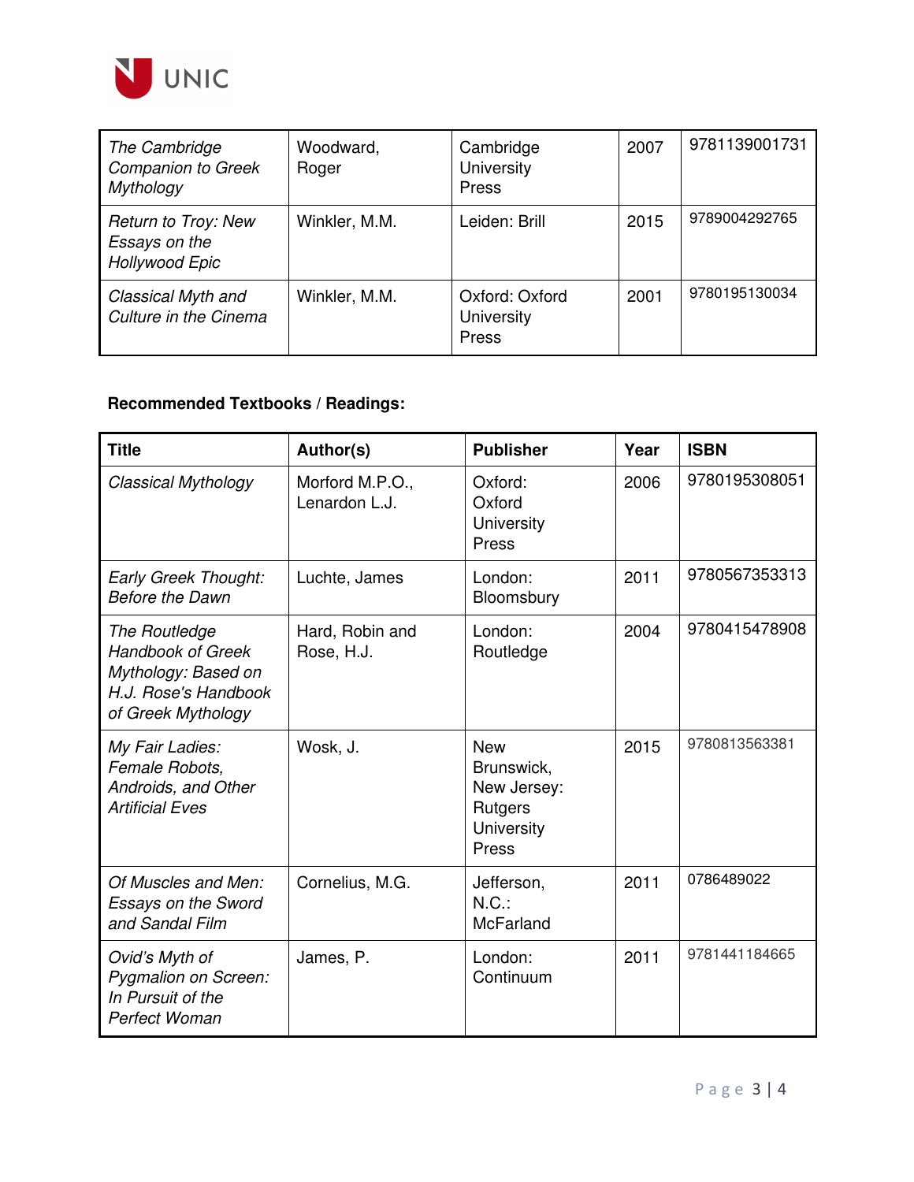| | | | | |
|---|---|---|---|---|
| *The Cambridge Companion to Greek Mythology* | Woodward, Roger | Cambridge University Press | 2007 | 9781139001731 |
| *Return to Troy: New Essays on the Hollywood Epic* | Winkler, M.M. | Leiden: Brill | 2015 | 9789004292765 |
| *Classical Myth and Culture in the Cinema* | Winkler, M.M. | Oxford: Oxford University Press | 2001 | 9780195130034 |

**Recommended Textbooks / Readings:**

| Title | Author(s) | Publisher | Year | ISBN |
|---|---|---|---|---|
| *Classical Mythology* | Morford M.P.O., Lenardon L.J. | Oxford: Oxford University Press | 2006 | 9780195308051 |
| *Early Greek Thought: Before the Dawn* | Luchte, James | London: Bloomsbury | 2011 | 9780567353313 |
| *The Routledge Handbook of Greek Mythology: Based on H.J. Rose's Handbook of Greek Mythology* | Hard, Robin and Rose, H.J. | London: Routledge | 2004 | 9780415478908 |
| *My Fair Ladies: Female Robots, Androids, and Other Artificial Eves* | Wosk, J. | New Brunswick, New Jersey: Rutgers University Press | 2015 | 9780813563381 |
| *Of Muscles and Men: Essays on the Sword and Sandal Film* | Cornelius, M.G. | Jefferson, N.C.: McFarland | 2011 | 0786489022 |
| *Ovid's Myth of Pygmalion on Screen: In Pursuit of the Perfect Woman* | James, P. | London: Continuum | 2011 | 9781441184665 |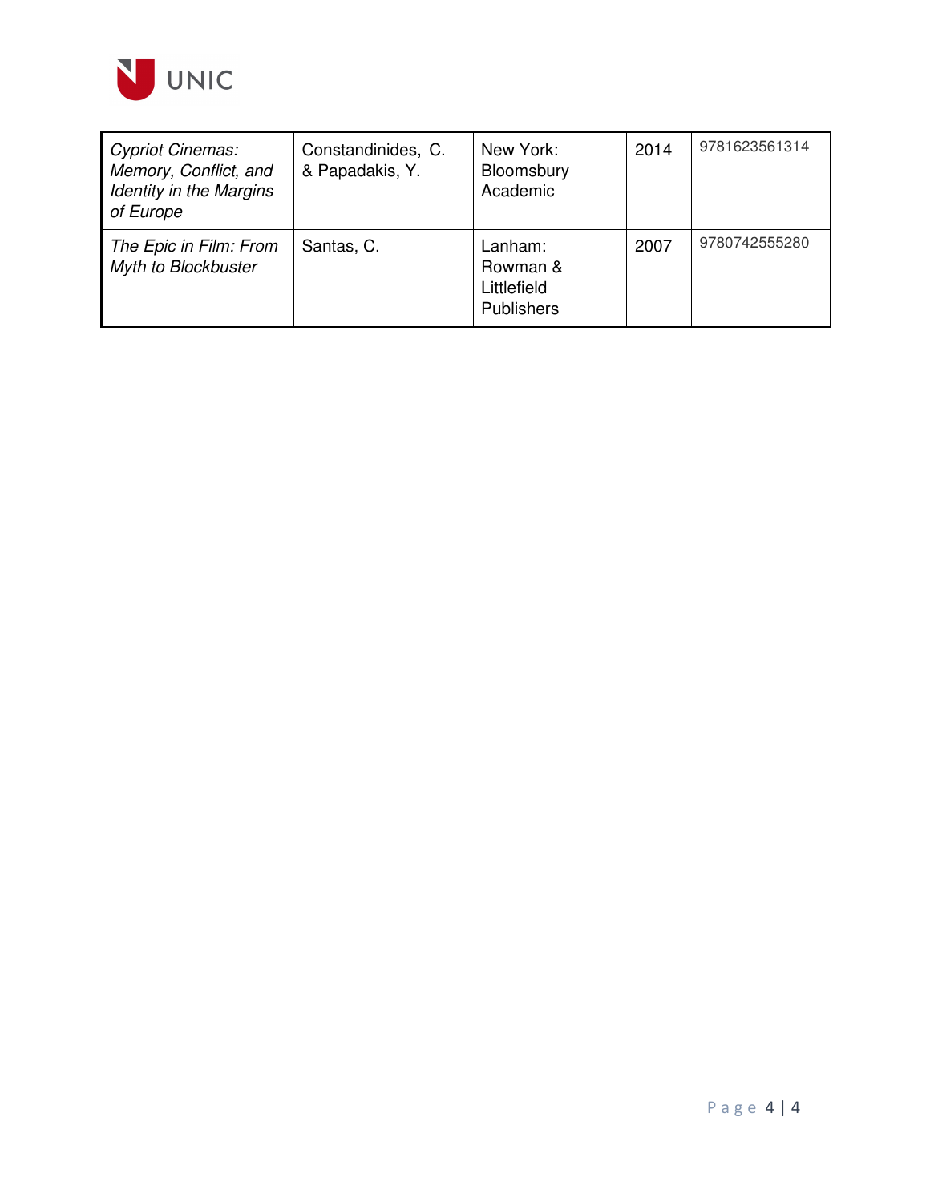| | | | | |
|---|---|---|---|---|
| *Cypriot Cinemas: Memory, Conflict, and Identity in the Margins of Europe* | Constandinides, C. & Papadakis, Y. | New York: Bloomsbury Academic | 2014 | 9781623561314 |
| *The Epic in Film: From Myth to Blockbuster* | Santas, C. | Lanham: Rowman & Littlefield Publishers | 2007 | 9780742555280 |